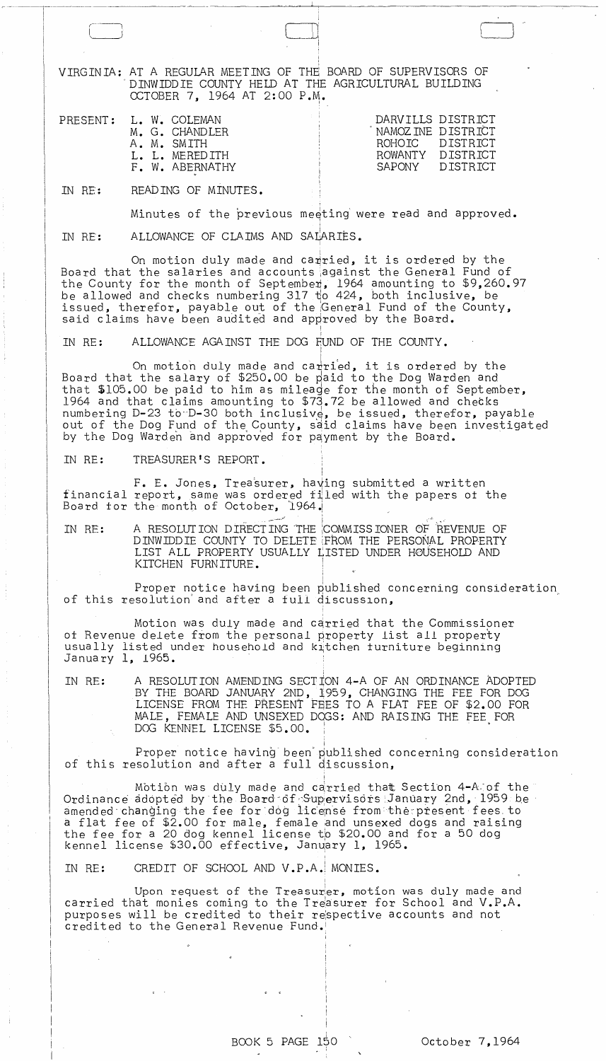VIRGINIA: AT A REGULAR MEETING OF THE BOARD OF SUPERVISORS OF DINWIDDIE COUNTY HELD AT THE AGRICULTURAL BUILDING OCTOBER 7, 1964 AT 2:00 P.M.

| PRESENT: | | |
|---|---|---|
| | L. W. COLEMAN | DARVILLS DISTRICT |
| | M. G. CHANDLER | NAMOZINE DISTRICT |
| | A. M. SMITH | ROHOIC DISTRICT |
| | L. L. MEREDITH | ROWANTY DISTRICT |
| | F. W. ABERNATHY | SAPONY DISTRICT |

IN RE: READING OF MINUTES.

Minutes of the previous meeting were read and approved.

IN RE: ALLOWANCE OF CLAIMS AND SALARIES.

On motion duly made and carried, it is ordered by the Board that the salaries and accounts against the General Fund of the County for the month of September, 1964 amounting to $9,260.97 be allowed and checks numbering 317 to 424, both inclusive, be issued, therefor, payable out of the General Fund of the County, said claims have been audited and approved by the Board.

IN RE: ALLOWANCE AGAINST THE DOG FUND OF THE COUNTY.

On motion duly made and carried, it is ordered by the Board that the salary of $250.00 be paid to the Dog Warden and that $105.00 be paid to him as mileage for the month of September, 1964 and that claims amounting to $73.72 be allowed and checks numbering D-23 to D-30 both inclusive, be issued, therefor, payable out of the Dog Fund of the County, said claims have been investigated by the Dog Warden and approved for payment by the Board.

IN RE: TREASURER'S REPORT.

F. E. Jones, Treasurer, having submitted a written financial report, same was ordered filed with the papers of the Board for the month of October, 1964.

IN RE: A RESOLUTION DIRECTING THE COMMISSIONER OF REVENUE OF DINWIDDIE COUNTY TO DELETE FROM THE PERSONAL PROPERTY LIST ALL PROPERTY USUALLY LISTED UNDER HOUSEHOLD AND KITCHEN FURNITURE.

Proper notice having been published concerning consideration of this resolution and after a full discussion,

Motion was duly made and carried that the Commissioner of Revenue delete from the personal property list all property usually listed under household and kitchen furniture beginning January 1, 1965.

IN RE: A RESOLUTION AMENDING SECTION 4-A OF AN ORDINANCE ADOPTED BY THE BOARD JANUARY 2ND, 1959, CHANGING THE FEE FOR DOG LICENSE FROM THE PRESENT FEES TO A FLAT FEE OF $2.00 FOR MALE, FEMALE AND UNSEXED DOGS: AND RAISING THE FEE FOR DOG KENNEL LICENSE $5.00.

Proper notice having been published concerning consideration of this resolution and after a full discussion,

Motion was duly made and carried that Section 4-A of the Ordinance adopted by the Board of Supervisors January 2nd, 1959 be amended changing the fee for dog license from the present fees to a flat fee of $2.00 for male, female and unsexed dogs and raising the fee for a 20 dog kennel license to $20.00 and for a 50 dog kennel license $30.00 effective, January 1, 1965.

IN RE: CREDIT OF SCHOOL AND V.P.A. MONIES.

Upon request of the Treasurer, motion was duly made and carried that monies coming to the Treasurer for School and V.P.A. purposes will be credited to their respective accounts and not credited to the General Revenue Fund.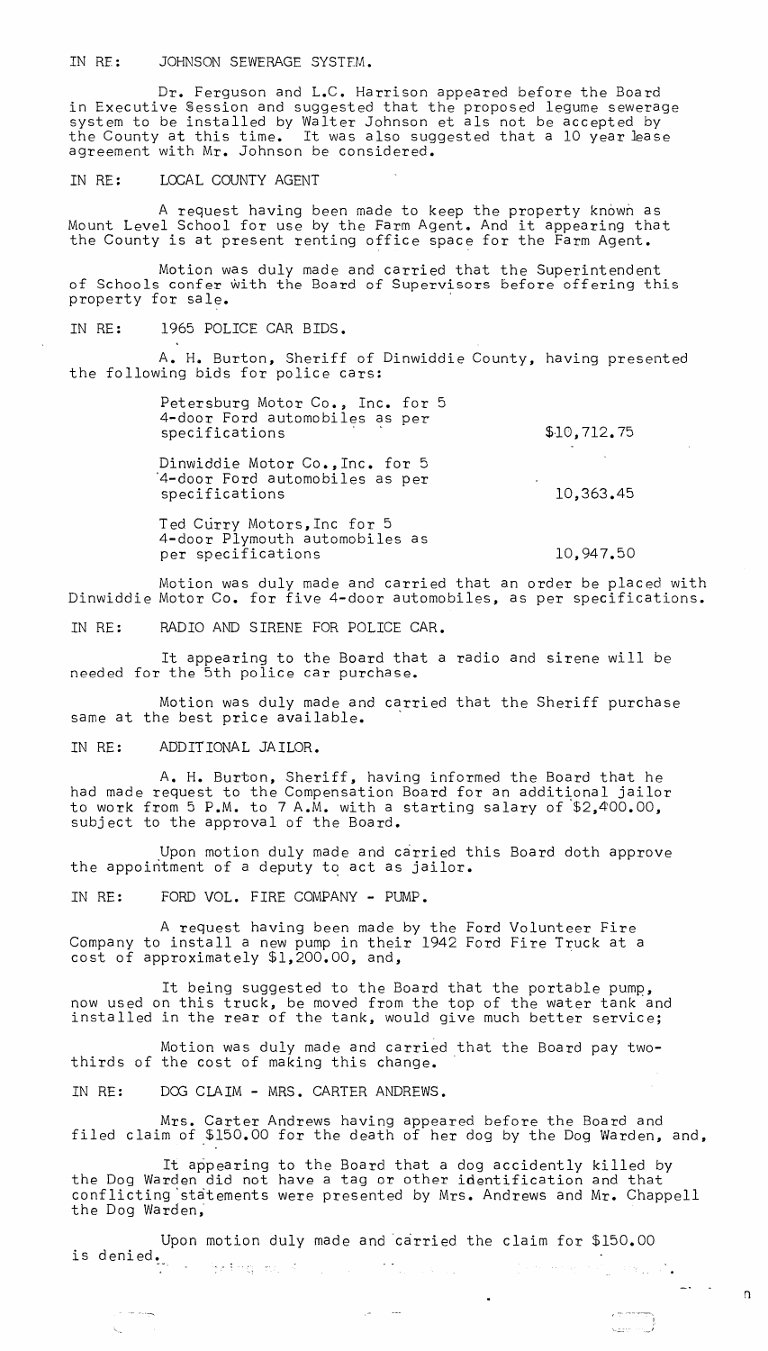IN RE: JOHNSON SEWERAGE SYSTEM.

Dr. Ferguson and L.C. Harrison appeared before the Board in Executive Session and suggested that the proposed legume sewerage system to be installed by Walter Johnson et als not be accepted by the County at this time. It was also suggested that a 10 year lease agreement with Mr. Johnson be considered.

IN RE: LOCAL COUNTY AGENT

A request having been made to keep the property known as Mount Level School for use by the Farm Agent. And it appearing that the County is at present renting office space for the Farm Agent.

Motion was duly made and carried that the Superintendent of Schools confer with the Board of Supervisors before offering this property for sale.

IN RE: 1965 POLICE CAR BIDS.

A. H. Burton, Sheriff of Dinwiddie County, having presented the following bids for police cars:

| | |
|---|---|
| Petersburg Motor Co., Inc. for 5 4-door Ford automobiles as per specifications | $10,712.75 |
| Dinwiddie Motor Co.,Inc. for 5 4-door Ford automobiles as per specifications | 10,363.45 |
| Ted Curry Motors,Inc for 5 4-door Plymouth automobiles as per specifications | 10,947.50 |

Motion was duly made and carried that an order be placed with Dinwiddie Motor Co. for five 4-door automobiles, as per specifications.

IN RE: RADIO AND SIRENE FOR POLICE CAR.

It appearing to the Board that a radio and sirene will be needed for the 5th police car purchase.

Motion was duly made and carried that the Sheriff purchase same at the best price available.

IN RE: ADDITIONAL JAILOR.

A. H. Burton, Sheriff, having informed the Board that he had made request to the Compensation Board for an additional jailor to work from 5 P.M. to 7 A.M. with a starting salary of $2,400.00, subject to the approval of the Board.

Upon motion duly made and carried this Board doth approve the appointment of a deputy to act as jailor.

IN RE: FORD VOL. FIRE COMPANY - PUMP.

A request having been made by the Ford Volunteer Fire Company to install a new pump in their 1942 Ford Fire Truck at a cost of approximately $1,200.00, and,

It being suggested to the Board that the portable pump, now used on this truck, be moved from the top of the water tank and installed in the rear of the tank, would give much better service;

Motion was duly made and carried that the Board pay two-thirds of the cost of making this change.

IN RE: DOG CLAIM - MRS. CARTER ANDREWS.

Mrs. Carter Andrews having appeared before the Board and filed claim of $150.00 for the death of her dog by the Dog Warden, and,

It appearing to the Board that a dog accidently killed by the Dog Warden did not have a tag or other identification and that conflicting statements were presented by Mrs. Andrews and Mr. Chappell the Dog Warden,

Upon motion duly made and carried the claim for $150.00 is denied.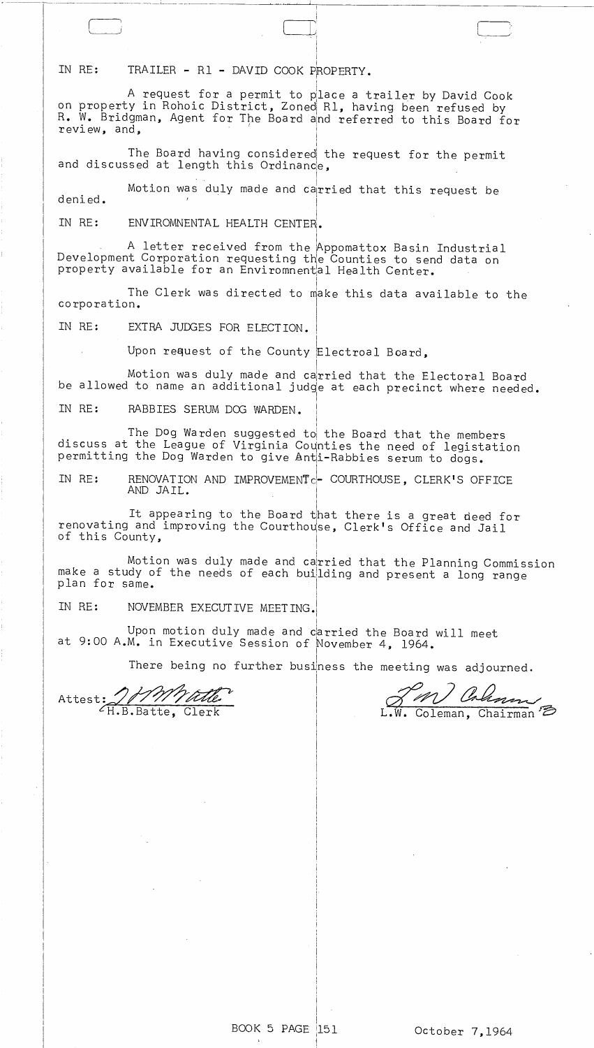IN RE: TRAILER - R1 - DAVID COOK PROPERTY.

A request for a permit to place a trailer by David Cook on property in Rohoic District, Zoned R1, having been refused by R. W. Bridgman, Agent for The Board and referred to this Board for review, and,

The Board having considered the request for the permit and discussed at length this Ordinance,

Motion was duly made and carried that this request be denied.

IN RE: ENVIROMNENTAL HEALTH CENTER.

A letter received from the Appomattox Basin Industrial Development Corporation requesting the Counties to send data on property available for an Enviromnental Health Center.

The Clerk was directed to make this data available to the corporation.

IN RE: EXTRA JUDGES FOR ELECTION.

Upon request of the County Electroal Board,

Motion was duly made and carried that the Electoral Board be allowed to name an additional judge at each precinct where needed.

IN RE: RABBIES SERUM DOG WARDEN.

The Dog Warden suggested to the Board that the members discuss at the League of Virginia Counties the need of legistation permitting the Dog Warden to give Anti-Rabbies serum to dogs.

IN RE: RENOVATION AND IMPROVEMENT- COURTHOUSE, CLERK'S OFFICE AND JAIL.

It appearing to the Board that there is a great deed for renovating and improving the Courthouse, Clerk's Office and Jail of this County,

Motion was duly made and carried that the Planning Commission make a study of the needs of each building and present a long range plan for same.

IN RE: NOVEMBER EXECUTIVE MEETING.

Upon motion duly made and carried the Board will meet at 9:00 A.M. in Executive Session of November 4, 1964.

There being no further business the meeting was adjourned.

Attest: H.B.Batte, Clerk

L.W. Coleman, Chairman

BOOK 5 PAGE 151

October 7,1964